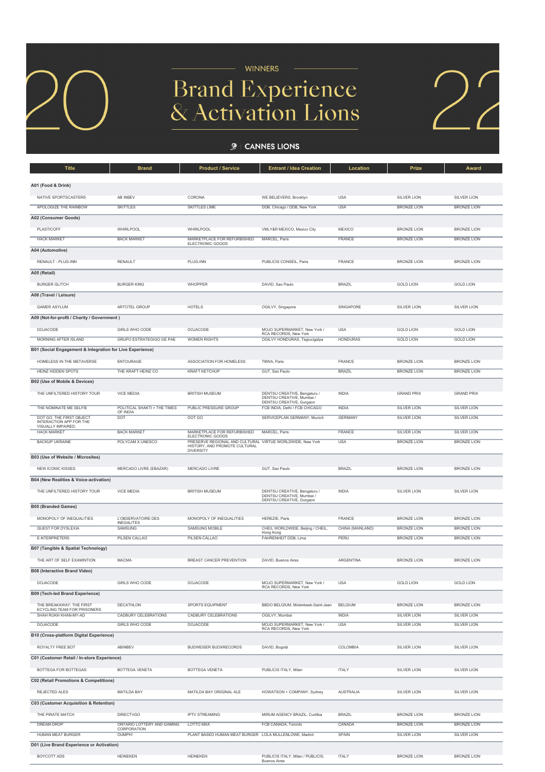# 2022 WINNERS

## Brand Experience & Activation Lions

CANNES LIONS

| Title | Brand | Product / Service | Entrant / Idea Creation | Location | Prize | Award |
|---|---|---|---|---|---|---|
| **A01 (Food & Drink)** | | | | | | |
| NATIVE SPORTSCASTERS | AB INBEV | CORONA | WE BELIEVERS, Brooklyn | USA | SILVER LION | SILVER LION |
| APOLOGIZE THE RAINBOW | SKITTLES | SKITTLES LIME | DDB, Chicago / DDB, New York | USA | BRONZE LION | BRONZE LION |
| **A02 (Consumer Goods)** | | | | | | |
| PLASTICOFF | WHIRLPOOL | WHIRLPOOL | VMLY&R MEXICO, Mexico City | MEXICO | BRONZE LION | BRONZE LION |
| HACK MARKET | BACK MARKET | MARKETPLACE FOR REFURBISHED ELECTRONIC GOODS | MARCEL, Paris | FRANCE | BRONZE LION | BRONZE LION |
| **A04 (Automotive)** | | | | | | |
| RENAULT - PLUG-INN | RENAULT | PLUG-INN | PUBLICIS CONSEIL, Paris | FRANCE | BRONZE LION | BRONZE LION |
| **A05 (Retail)** | | | | | | |
| BURGER GLITCH | BURGER KING | WHOPPER | DAVID, Sao Paulo | BRAZIL | GOLD LION | GOLD LION |
| **A06 (Travel / Leisure)** | | | | | | |
| GAMER ASYLUM | ARTOTEL GROUP | HOTELS | OGILVY, Singapore | SINGAPORE | SILVER LION | SILVER LION |
| **A09 (Not-for-profit / Charity / Government )** | | | | | | |
| DOJACODE | GIRLS WHO CODE | DOJACODE | MOJO SUPERMARKET, New York / RCA RECORDS, New York | USA | GOLD LION | GOLD LION |
| MORNING AFTER ISLAND | GRUPO ESTRATEGIGO GE PAE | WOMEN RIGHTS | OGILVY HONDURAS, Tegiucigalpa | HONDURAS | GOLD LION | GOLD LION |
| **B01 (Social Engagement & Integration for Live Experience)** | | | | | | |
| HOMELESS IN THE METAVERSE | ENTOURAGE | ASSOCIATION FOR HOMELESS | TBWA, Paris | FRANCE | BRONZE LION | BRONZE LION |
| HEINZ HIDDEN SPOTS | THE KRAFT HEINZ CO | KRAFT KETCHUP | GUT, Sao Paulo | BRAZIL | BRONZE LION | BRONZE LION |
| **B02 (Use of Mobile & Devices)** | | | | | | |
| THE UNFILTERED HISTORY TOUR | VICE MEDIA | BRITISH MUSEUM | DENTSU CREATIVE, Bengaluru / DENTSU CREATIVE, Mumbai / DENTSU CREATIVE, Gurgaon | INDIA | GRAND PRIX | GRAND PRIX |
| THE NOMINATE ME SELFIE | POLITICAL SHAKTI + THE TIMES OF INDIA | PUBLIC PRESSURE GROUP | FCB INDIA, Delhi / FCB CHICAGO | INDIA | SILVER LION | SILVER LION |
| DOT GO. THE FIRST OBJECT INTERACTION APP FOR THE VISUALLY IMPAIRED. | DOT | DOT GO | SERVICEPLAN GERMANY, Munich | GERMANY | SILVER LION | SILVER LION |
| HACK MARKET | BACK MARKET | MARKETPLACE FOR REFURBISHED ELECTRONIC GOODS | MARCEL, Paris | FRANCE | SILVER LION | SILVER LION |
| BACKUP UKRAINE | POLYCAM X UNESCO | PRESERVE REGIONAL AND CULTURAL HISTORY, AND PROMOTE CULTURAL DIVERSITY | VIRTUE WORLDWIDE, New York | USA | BRONZE LION | BRONZE LION |
| **B03 (Use of Website / Microsites)** | | | | | | |
| NEW ICONIC KISSES | MERCADO LIVRE (EBAZAR) | MERCADO LIVRE | GUT, Sao Paulo | BRAZIL | BRONZE LION | BRONZE LION |
| **B04 (New Realities & Voice-activation)** | | | | | | |
| THE UNFILTERED HISTORY TOUR | VICE MEDIA | BRITISH MUSEUM | DENTSU CREATIVE, Bengaluru / DENTSU CREATIVE, Mumbai / DENTSU CREATIVE, Gurgaon | INDIA | SILVER LION | SILVER LION |
| **B05 (Branded Games)** | | | | | | |
| MONOPOLY OF INEQUALITIES | L'OBSERVATOIRE DES INEGALITES | MONOPOLY OF INEQUALITIES | HEREZIE, Paris | FRANCE | BRONZE LION | BRONZE LION |
| QUEST FOR DYSLEXIA | SAMSUNG | SAMSUNG MOBILE | CHEIL WORLDWIDE, Beijing / CHEIL, Hong Kong | CHINA (MAINLAND) | BRONZE LION | BRONZE LION |
| E-NTERPRETERS | PILSEN CALLAO | PILSEN CALLAO | FAHRENHEIT DDB, Lima | PERU | BRONZE LION | BRONZE LION |
| **B07 (Tangible & Spatial Technology)** | | | | | | |
| THE ART OF SELF EXAMINTION | MACMA | BREAST CANCER PREVENTION | DAVID, Buenos Aires | ARGENTINA | BRONZE LION | BRONZE LION |
| **B08 (Interactive Brand Video)** | | | | | | |
| DOJACODE | GIRLS WHO CODE | DOJACODE | MOJO SUPERMARKET, New York / RCA RECORDS, New York | USA | GOLD LION | GOLD LION |
| **B09 (Tech-led Brand Experience)** | | | | | | |
| THE BREAKAWAY: THE FIRST ECYCLING TEAM FOR PRISONERS | DECATHLON | SPORTS EQUIPMENT | BBDO BELGIUM, Molenbeek-Saint-Jean | BELGIUM | BRONZE LION | BRONZE LION |
| SHAH RUKH KHAN-MY-AD | CADBURY CELEBRATIONS | CADBURY CELEBRATIONS | OGILVY, Mumbai | INDIA | SILVER LION | SILVER LION |
| DOJACODE | GIRLS WHO CODE | DOJACODE | MOJO SUPERMARKET, New York / RCA RECORDS, New York | USA | SILVER LION | SILVER LION |
| **B10 (Cross-platform Digital Experience)** | | | | | | |
| ROYALTY FREE BOT | ABINBEV | BUDWEISER BUDXRECORDS | DAVID, Bogotá | COLOMBIA | SILVER LION | SILVER LION |
| **C01 (Customer Retail / In-store Experience)** | | | | | | |
| BOTTEGA FOR BOTTEGAS | BOTTEGA VENETA | BOTTEGA VENETA | PUBLICIS ITALY, Milan | ITALY | SILVER LION | SILVER LION |
| **C02 (Retail Promotions & Competitions)** | | | | | | |
| REJECTED ALES | MATILDA BAY | MATILDA BAY ORIGINAL ALE | HOWATSON + COMPANY, Sydney | AUSTRALIA | SILVER LION | SILVER LION |
| **C03 (Customer Acquisition & Retention)** | | | | | | |
| THE PIRATE MATCH | DIRECTVGO | IPTV STREAMING | MIRUM AGENCY BRAZIL, Curitiba | BRAZIL | BRONZE LION | BRONZE LION |
| DREAM DROP | ONTARIO LOTTERY AND GAMING CORPORATION | LOTTO MAX | FCB CANADA, Toronto | CANADA | BRONZE LION | BRONZE LION |
| HUMAN MEAT BURGER | OUMPH! | PLANT BASED HUMAN MEAT BURGER | LOLA MULLENLOWE, Madrid | SPAIN | SILVER LION | SILVER LION |
| **D01 (Live Brand Experience or Activation)** | | | | | | |
| BOYCOTT ADS | HEINEKEN | HEINEKEN | PUBLICIS ITALY, Milan / PUBLICIS, Buenos Aires | ITALY | BRONZE LION | BRONZE LION |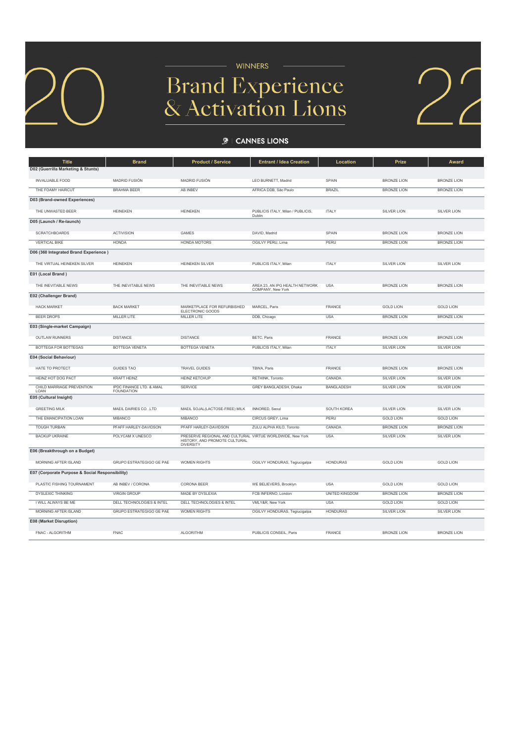# WINNERS

# Brand Experience & Activation Lions

2022

CANNES LIONS

| Title | Brand | Product / Service | Entrant / Idea Creation | Location | Prize | Award |
|---|---|---|---|---|---|---|
| **D02 (Guerrilla Marketing & Stunts)** | | | | | | |
| INVALUABLE FOOD | MADRID FUSIÓN | MADRID FUSIÓN | LEO BURNETT, Madrid | SPAIN | BRONZE LION | BRONZE LION |
| THE FOAMY HAIRCUT | BRAHMA BEER | AB INBEV | AFRICA DDB, São Paulo | BRAZIL | BRONZE LION | BRONZE LION |
| **D03 (Brand-owned Experiences)** | | | | | | |
| THE UNWASTED BEER | HEINEKEN | HEINEKEN | PUBLICIS ITALY, Milan / PUBLICIS, Dublin | ITALY | SILVER LION | SILVER LION |
| **D05 (Launch / Re-launch)** | | | | | | |
| SCRATCHBOARDS | ACTIVISION | GAMES | DAVID, Madrid | SPAIN | BRONZE LION | BRONZE LION |
| VERTICAL BIKE | HONDA | HONDA MOTORS | OGILVY PERU, Lima | PERU | BRONZE LION | BRONZE LION |
| **D06 (360 Integrated Brand Experience )** | | | | | | |
| THE VIRTUAL HEINEKEN SILVER | HEINEKEN | HEINEKEN SILVER | PUBLICIS ITALY, Milan | ITALY | SILVER LION | SILVER LION |
| **E01 (Local Brand )** | | | | | | |
| THE INEVITABLE NEWS | THE INEVITABLE NEWS | THE INEVITABLE NEWS | AREA 23, AN IPG HEALTH NETWORK COMPANY, New York | USA | BRONZE LION | BRONZE LION |
| **E02 (Challenger Brand)** | | | | | | |
| HACK MARKET | BACK MARKET | MARKETPLACE FOR REFURBISHED ELECTRONIC GOODS | MARCEL, Paris | FRANCE | GOLD LION | GOLD LION |
| BEER DROPS | MILLER LITE | MILLER LITE | DDB, Chicago | USA | BRONZE LION | BRONZE LION |
| **E03 (Single-market Campaign)** | | | | | | |
| OUTLAW RUNNERS | DISTANCE | DISTANCE | BETC, Paris | FRANCE | BRONZE LION | BRONZE LION |
| BOTTEGA FOR BOTTEGAS | BOTTEGA VENETA | BOTTEGA VENETA | PUBLICIS ITALY, Milan | ITALY | SILVER LION | SILVER LION |
| **E04 (Social Behaviour)** | | | | | | |
| HATE TO PROTECT | GUIDES TAO | TRAVEL GUIDES | TBWA, Paris | FRANCE | BRONZE LION | BRONZE LION |
| HEINZ HOT DOG PACT | KRAFT HEINZ | HEINZ KETCHUP | RETHINK, Toronto | CANADA | SILVER LION | SILVER LION |
| CHILD MARRIAGE PREVENTION LOAN | IPDC FINANCE LTD. & AMAL FOUNDATION | SERVICE | GREY BANGLADESH, Dhaka | BANGLADESH | SILVER LION | SILVER LION |
| **E05 (Cultural Insight)** | | | | | | |
| GREETING MILK | MAEIL DAIRIES CO. ,LTD | MAEIL SOJAL(LACTOSE-FREE) MILK | INNORED, Seoul | SOUTH KOREA | SILVER LION | SILVER LION |
| THE EMANCIPATION LOAN | MIBANCO | MIBANCO | CIRCUS GREY, Lima | PERU | GOLD LION | GOLD LION |
| TOUGH TURBAN | PFAFF HARLEY-DAVIDSON | PFAFF HARLEY-DAVIDSON | ZULU ALPHA KILO, Toronto | CANADA | BRONZE LION | BRONZE LION |
| BACKUP UKRAINE | POLYCAM X UNESCO | PRESERVE REGIONAL AND CULTURAL HISTORY, AND PROMOTE CULTURAL DIVERSITY | VIRTUE WORLDWIDE, New York | USA | SILVER LION | SILVER LION |
| **E06 (Breakthrough on a Budget)** | | | | | | |
| MORNING AFTER ISLAND | GRUPO ESTRATEGIGO GE PAE | WOMEN RIGHTS | OGILVY HONDURAS, Tegiucigalpa | HONDURAS | GOLD LION | GOLD LION |
| **E07 (Corporate Purpose & Social Responsibility)** | | | | | | |
| PLASTIC FISHING TOURNAMENT | AB INBEV / CORONA | CORONA BEER | WE BELIEVERS, Brooklyn | USA | GOLD LION | GOLD LION |
| DYSLEXIC THINKING | VIRGIN GROUP | MADE BY DYSLEXIA | FCB INFERNO, London | UNITED KINGDOM | BRONZE LION | BRONZE LION |
| I WILL ALWAYS BE ME | DELL TECHNOLOGIES & INTEL | DELL TECHNOLOGIES & INTEL | VMLY&R, New York | USA | GOLD LION | GOLD LION |
| MORNING AFTER ISLAND | GRUPO ESTRATEGIGO GE PAE | WOMEN RIGHTS | OGILVY HONDURAS, Tegiucigalpa | HONDURAS | SILVER LION | SILVER LION |
| **E08 (Market Disruption)** | | | | | | |
| FNAC - ALGORITHM | FNAC | ALGORITHM | PUBLICIS CONSEIL, Paris | FRANCE | BRONZE LION | BRONZE LION |